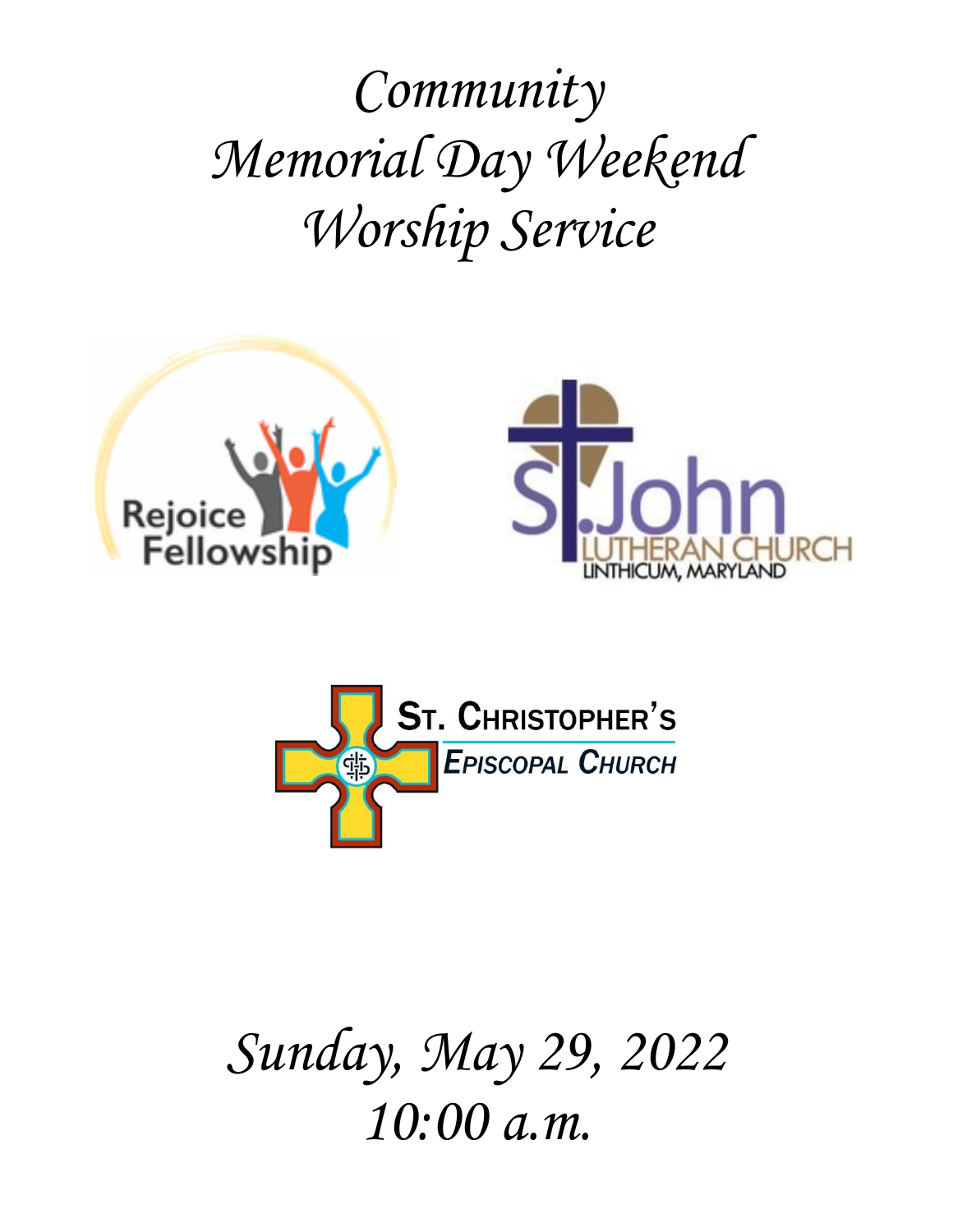# *Community Memorial Day Weekend Worship Service*

Rejoice Fellowship

St. John Lutheran Church
Linthicum, Maryland

St. Christopher's Episcopal Church

*Sunday, May 29, 2022*
*10:00 a.m.*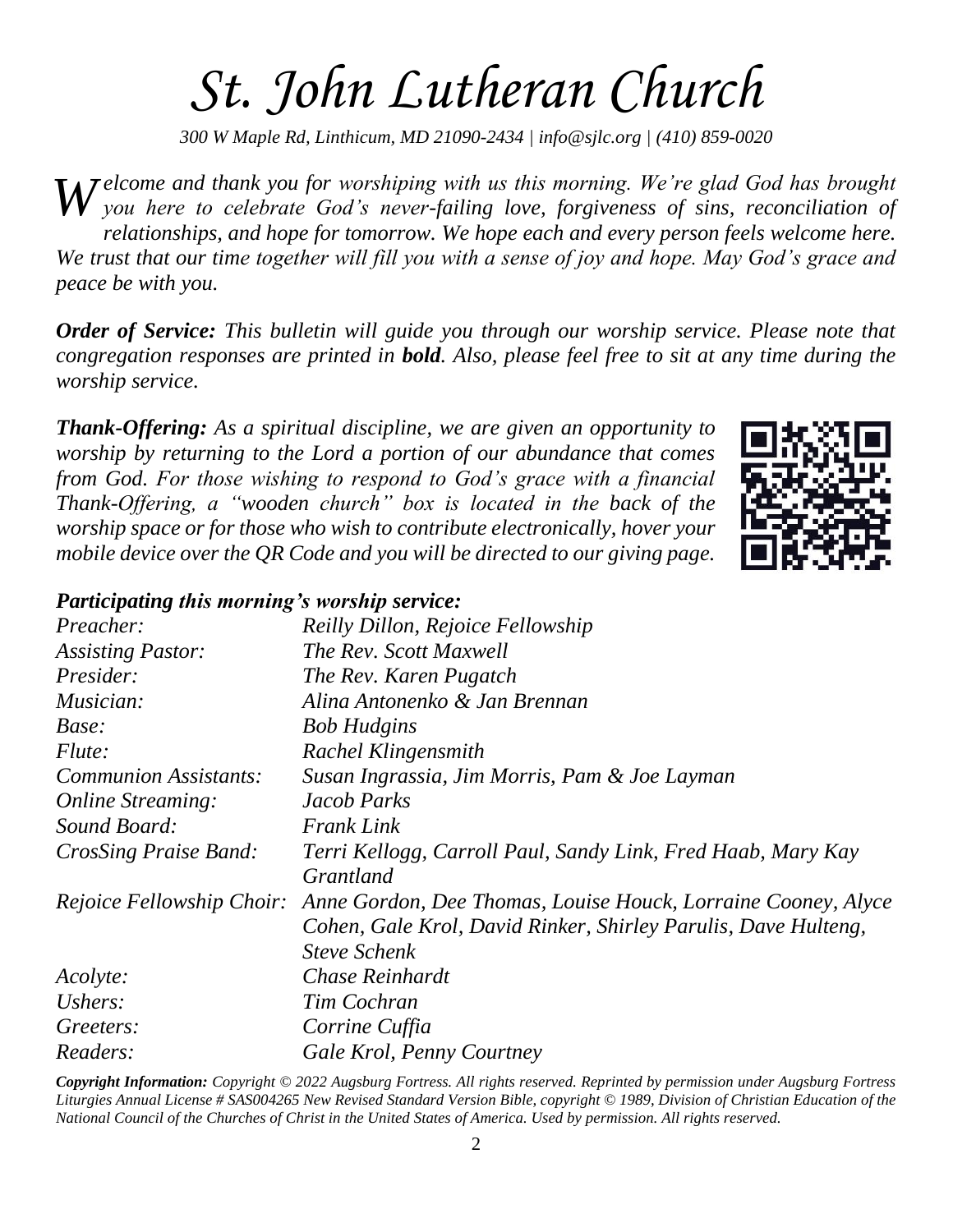# *St. John Lutheran Church*

*300 W Maple Rd, Linthicum, MD 21090-2434 | info@sjlc.org | (410) 859-0020*

***Welcome and thank you for** worshiping with us this morning. We're glad God has brought you here to celebrate God's never-failing love, forgiveness of sins, reconciliation of relationships, and hope for tomorrow. We hope each and every person feels welcome here. We trust that our time together will fill you with a sense of joy and hope. May God's grace and peace be with you.*

***Order of Service:** This bulletin will guide you through our worship service. Please note that congregation responses are printed in **bold**. Also, please feel free to sit at any time during the worship service.*

***Thank-Offering:** As a spiritual discipline, we are given an opportunity to worship by returning to the Lord a portion of our abundance that comes from God. For those wishing to respond to God's grace with a financial Thank-Offering, a "wooden church" box is located in the back of the worship space or for those who wish to contribute electronically, hover your mobile device over the QR Code and you will be directed to our giving page.*

***Participating this morning's worship service:***

| | |
|---|---|
| *Preacher:* | *Reilly Dillon, Rejoice Fellowship* |
| *Assisting Pastor:* | *The Rev. Scott Maxwell* |
| *Presider:* | *The Rev. Karen Pugatch* |
| *Musician:* | *Alina Antonenko & Jan Brennan* |
| *Base:* | *Bob Hudgins* |
| *Flute:* | *Rachel Klingensmith* |
| *Communion Assistants:* | *Susan Ingrassia, Jim Morris, Pam & Joe Layman* |
| *Online Streaming:* | *Jacob Parks* |
| *Sound Board:* | *Frank Link* |
| *CrosSing Praise Band:* | *Terri Kellogg, Carroll Paul, Sandy Link, Fred Haab, Mary Kay Grantland* |
| *Rejoice Fellowship Choir:* | *Anne Gordon, Dee Thomas, Louise Houck, Lorraine Cooney, Alyce Cohen, Gale Krol, David Rinker, Shirley Parulis, Dave Hulteng, Steve Schenk* |
| *Acolyte:* | *Chase Reinhardt* |
| *Ushers:* | *Tim Cochran* |
| *Greeters:* | *Corrine Cuffia* |
| *Readers:* | *Gale Krol, Penny Courtney* |

***Copyright Information:** Copyright © 2022 Augsburg Fortress. All rights reserved. Reprinted by permission under Augsburg Fortress Liturgies Annual License # SAS004265 New Revised Standard Version Bible, copyright © 1989, Division of Christian Education of the National Council of the Churches of Christ in the United States of America. Used by permission. All rights reserved.*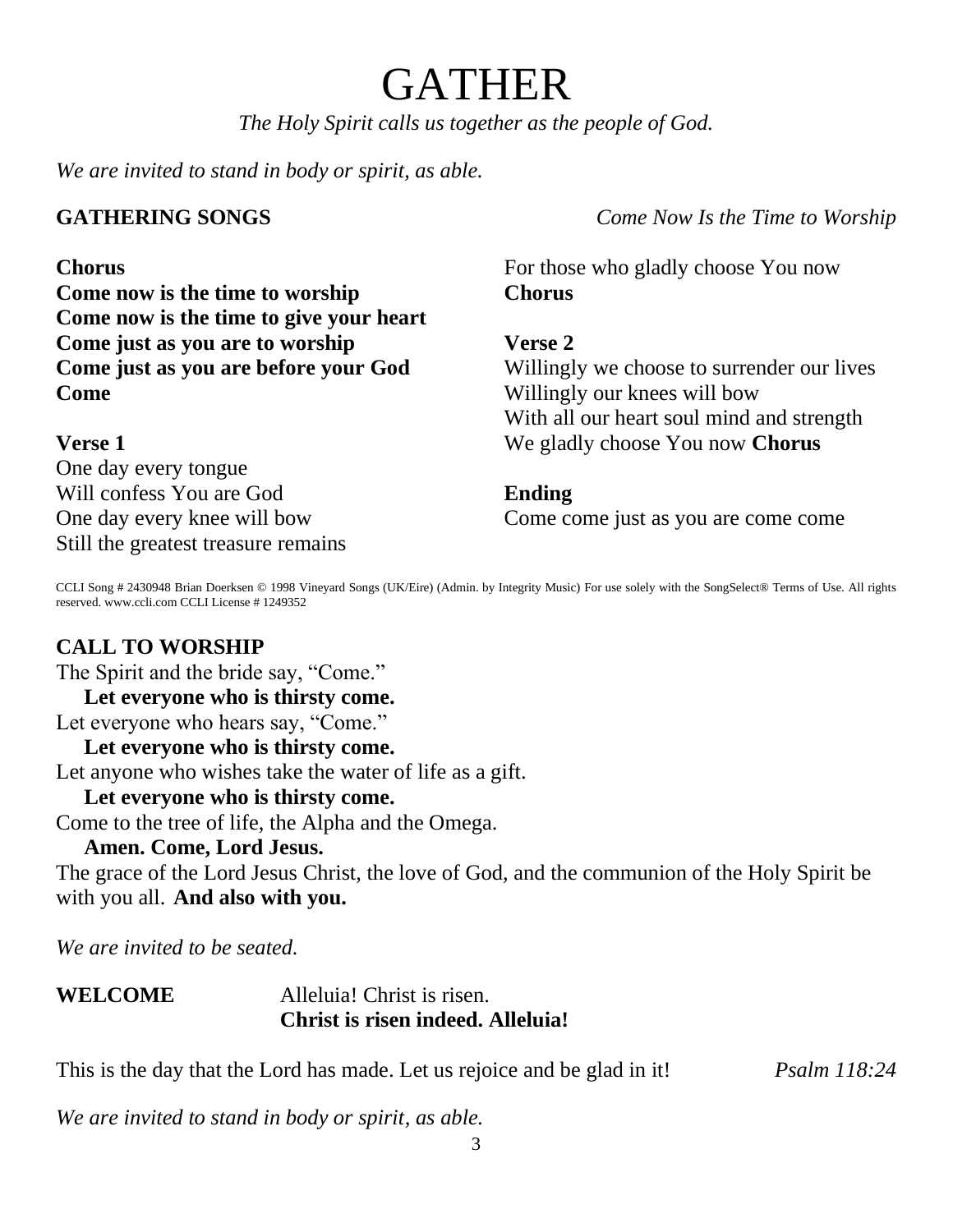# GATHER

*The Holy Spirit calls us together as the people of God.*

*We are invited to stand in body or spirit, as able.*

**GATHERING SONGS** *Come Now Is the Time to Worship*

**Chorus**
**Come now is the time to worship**
**Come now is the time to give your heart**
**Come just as you are to worship**
**Come just as you are before your God**
**Come**

**Verse 1**
One day every tongue
Will confess You are God
One day every knee will bow
Still the greatest treasure remains
For those who gladly choose You now
**Chorus**

**Verse 2**
Willingly we choose to surrender our lives
Willingly our knees will bow
With all our heart soul mind and strength
We gladly choose You now **Chorus**

**Ending**
Come come just as you are come come

CCLI Song # 2430948 Brian Doerksen © 1998 Vineyard Songs (UK/Eire) (Admin. by Integrity Music) For use solely with the SongSelect® Terms of Use. All rights reserved. www.ccli.com CCLI License # 1249352

**CALL TO WORSHIP**

The Spirit and the bride say, "Come."
**Let everyone who is thirsty come.**
Let everyone who hears say, "Come."
**Let everyone who is thirsty come.**
Let anyone who wishes take the water of life as a gift.
**Let everyone who is thirsty come.**
Come to the tree of life, the Alpha and the Omega.
**Amen. Come, Lord Jesus.**
The grace of the Lord Jesus Christ, the love of God, and the communion of the Holy Spirit be with you all. **And also with you.**

*We are invited to be seated.*

**WELCOME** Alleluia! Christ is risen.
**Christ is risen indeed. Alleluia!**

This is the day that the Lord has made. Let us rejoice and be glad in it! *Psalm 118:24*

*We are invited to stand in body or spirit, as able.*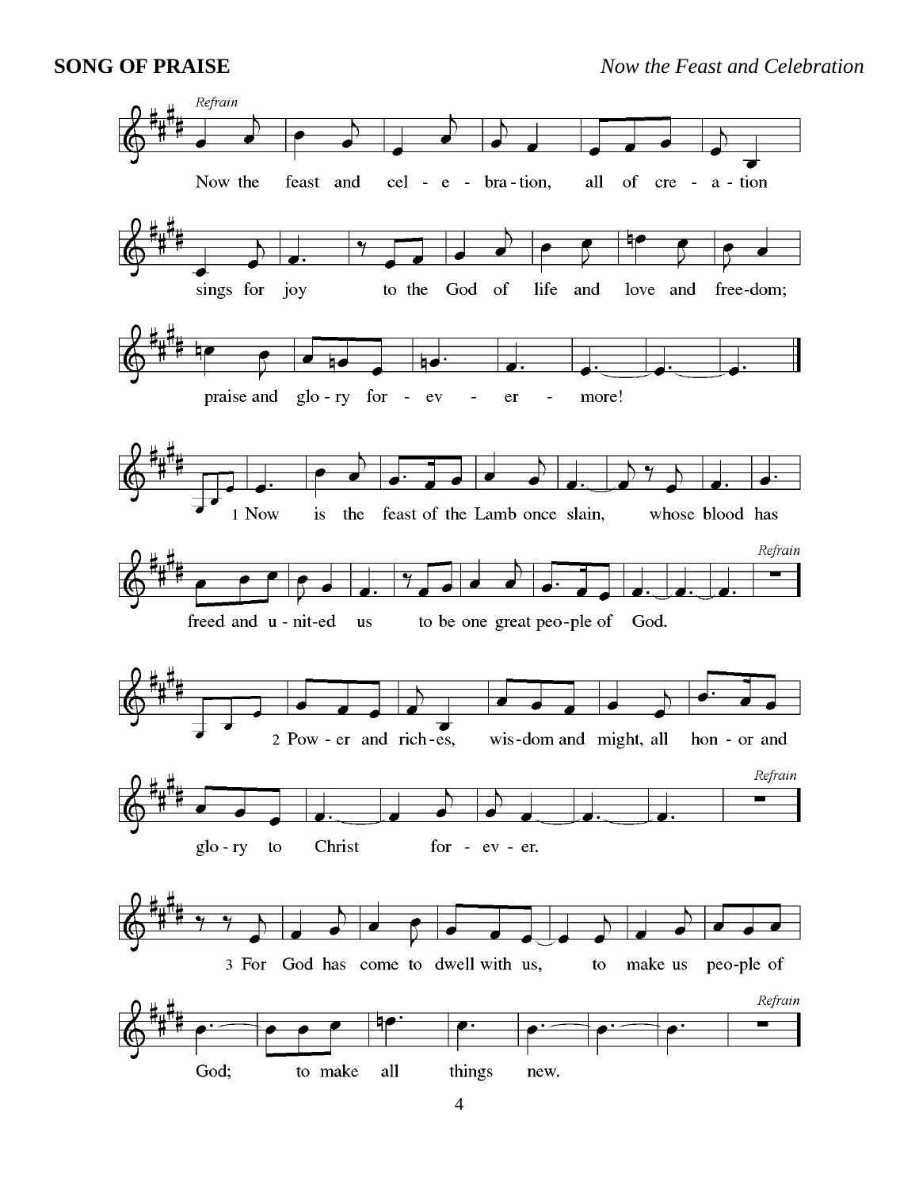**SONG OF PRAISE** *Now the Feast and Celebration*

*Refrain*

Now the feast and cel - e - bra - tion, all of cre - a - tion sings for joy to the God of life and love and free-dom; praise and glo - ry for - ev - er - more!

1 Now is the feast of the Lamb once slain, whose blood has freed and u - nit-ed us to be one great peo-ple of God. *Refrain*

2 Pow - er and rich-es, wis-dom and might, all hon - or and glo - ry to Christ for - ev - er. *Refrain*

3 For God has come to dwell with us, to make us peo-ple of God; to make all things new. *Refrain*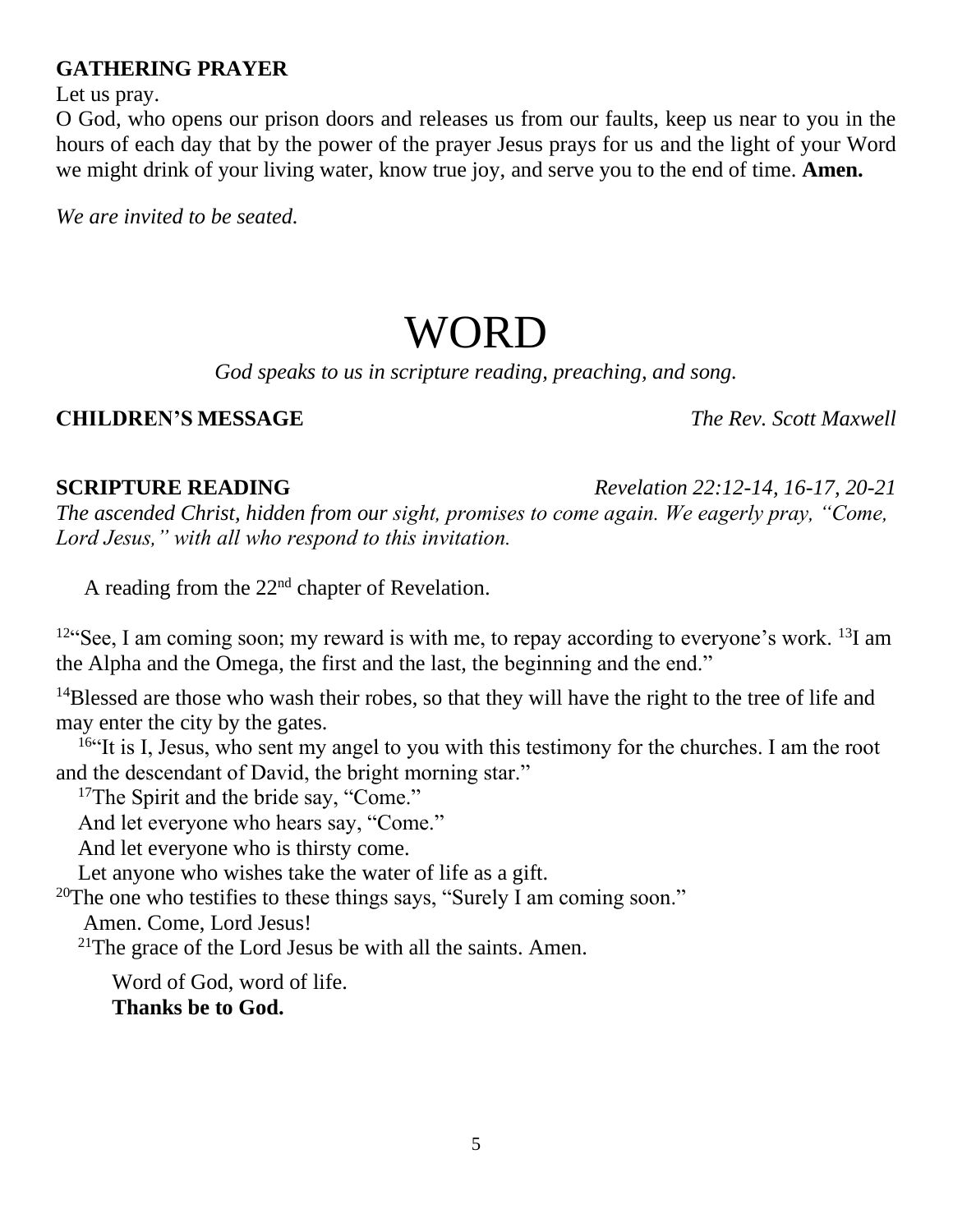**GATHERING PRAYER**

Let us pray.

O God, who opens our prison doors and releases us from our faults, keep us near to you in the hours of each day that by the power of the prayer Jesus prays for us and the light of your Word we might drink of your living water, know true joy, and serve you to the end of time. **Amen.**

*We are invited to be seated.*

# WORD

*God speaks to us in scripture reading, preaching, and song.*

**CHILDREN'S MESSAGE** *The Rev. Scott Maxwell*

**SCRIPTURE READING** *Revelation 22:12-14, 16-17, 20-21*

*The ascended Christ, hidden from our sight, promises to come again. We eagerly pray, "Come, Lord Jesus," with all who respond to this invitation.*

A reading from the 22nd chapter of Revelation.

[12]"See, I am coming soon; my reward is with me, to repay according to everyone's work. [13]I am the Alpha and the Omega, the first and the last, the beginning and the end."

[14]Blessed are those who wash their robes, so that they will have the right to the tree of life and may enter the city by the gates.

[16]"It is I, Jesus, who sent my angel to you with this testimony for the churches. I am the root and the descendant of David, the bright morning star."

[17]The Spirit and the bride say, "Come."
And let everyone who hears say, "Come."
And let everyone who is thirsty come.
Let anyone who wishes take the water of life as a gift.

[20]The one who testifies to these things says, "Surely I am coming soon."
Amen. Come, Lord Jesus!

[21]The grace of the Lord Jesus be with all the saints. Amen.

Word of God, word of life.
**Thanks be to God.**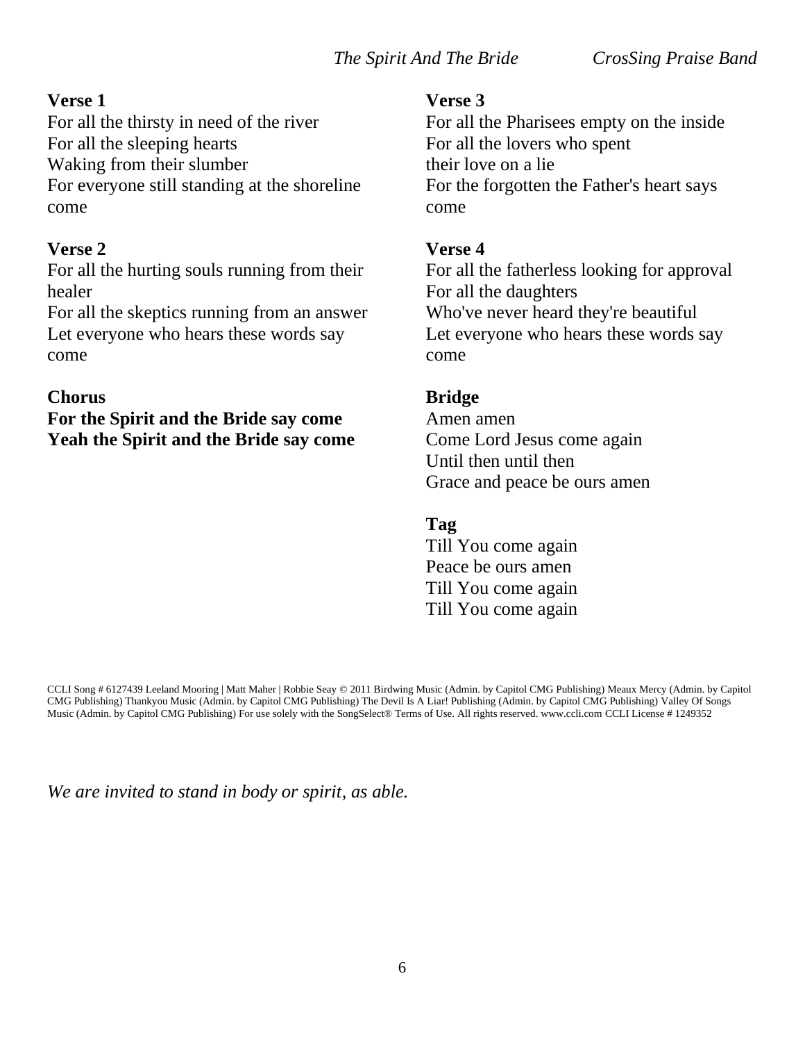*The Spirit And The Bride* *CrosSing Praise Band*

**Verse 1**
For all the thirsty in need of the river
For all the sleeping hearts
Waking from their slumber
For everyone still standing at the shoreline
come

**Verse 2**
For all the hurting souls running from their healer
For all the skeptics running from an answer
Let everyone who hears these words say
come

**Chorus**
**For the Spirit and the Bride say come**
**Yeah the Spirit and the Bride say come**

**Verse 3**
For all the Pharisees empty on the inside
For all the lovers who spent
their love on a lie
For the forgotten the Father's heart says
come

**Verse 4**
For all the fatherless looking for approval
For all the daughters
Who've never heard they're beautiful
Let everyone who hears these words say
come

**Bridge**
Amen amen
Come Lord Jesus come again
Until then until then
Grace and peace be ours amen

**Tag**
Till You come again
Peace be ours amen
Till You come again
Till You come again

CCLI Song # 6127439 Leeland Mooring | Matt Maher | Robbie Seay © 2011 Birdwing Music (Admin. by Capitol CMG Publishing) Meaux Mercy (Admin. by Capitol CMG Publishing) Thankyou Music (Admin. by Capitol CMG Publishing) The Devil Is A Liar! Publishing (Admin. by Capitol CMG Publishing) Valley Of Songs Music (Admin. by Capitol CMG Publishing) For use solely with the SongSelect® Terms of Use. All rights reserved. www.ccli.com CCLI License # 1249352

*We are invited to stand in body or spirit, as able.*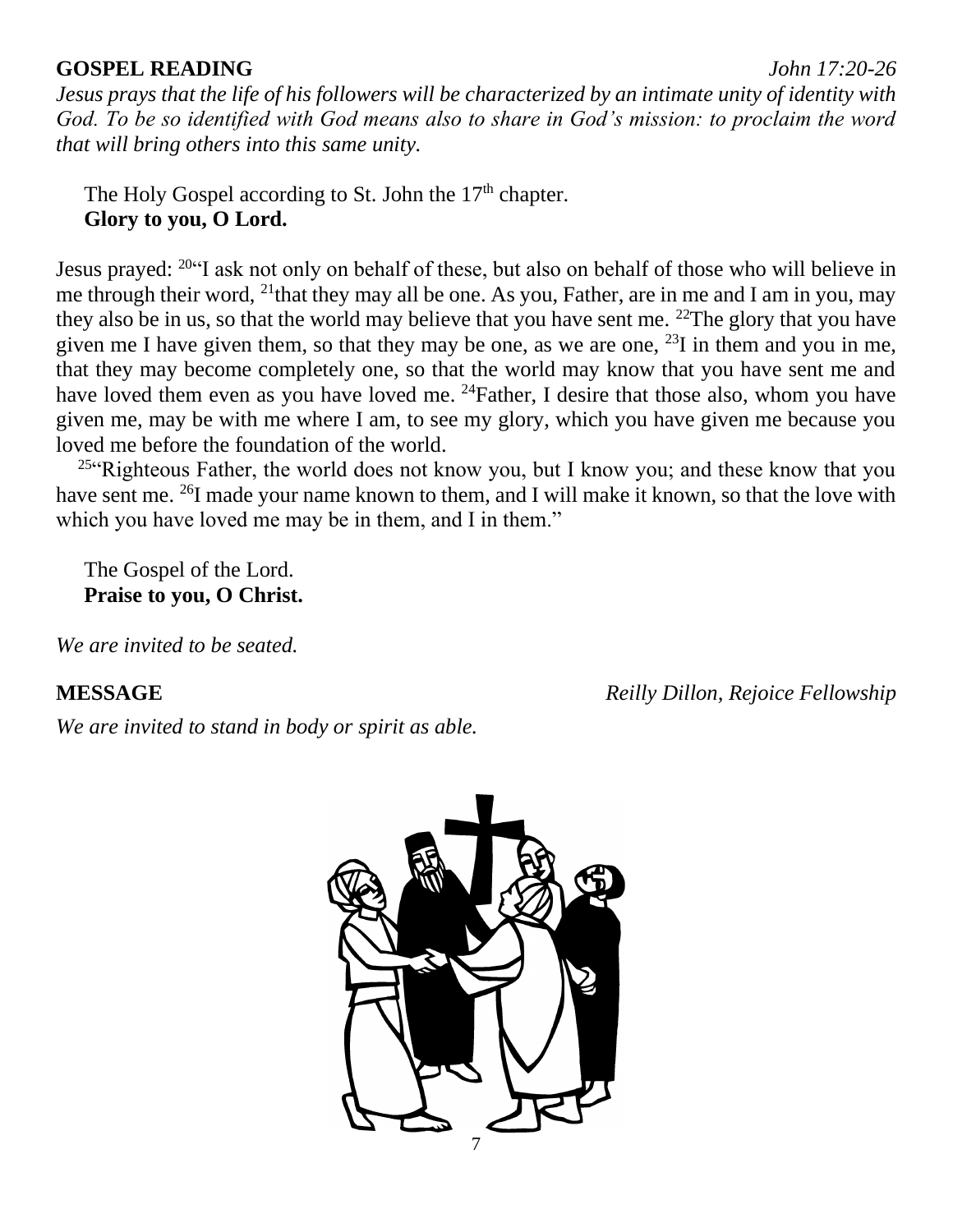**GOSPEL READING** *John 17:20-26*

*Jesus prays that the life of his followers will be characterized by an intimate unity of identity with God. To be so identified with God means also to share in God's mission: to proclaim the word that will bring others into this same unity.*

The Holy Gospel according to St. John the 17th chapter.
**Glory to you, O Lord.**

Jesus prayed: [20]"I ask not only on behalf of these, but also on behalf of those who will believe in me through their word, [21]that they may all be one. As you, Father, are in me and I am in you, may they also be in us, so that the world may believe that you have sent me. [22]The glory that you have given me I have given them, so that they may be one, as we are one, [23]I in them and you in me, that they may become completely one, so that the world may know that you have sent me and have loved them even as you have loved me. [24]Father, I desire that those also, whom you have given me, may be with me where I am, to see my glory, which you have given me because you loved me before the foundation of the world.

[25]"Righteous Father, the world does not know you, but I know you; and these know that you have sent me. [26]I made your name known to them, and I will make it known, so that the love with which you have loved me may be in them, and I in them."

The Gospel of the Lord.
**Praise to you, O Christ.**

*We are invited to be seated.*

**MESSAGE** *Reilly Dillon, Rejoice Fellowship*

*We are invited to stand in body or spirit as able.*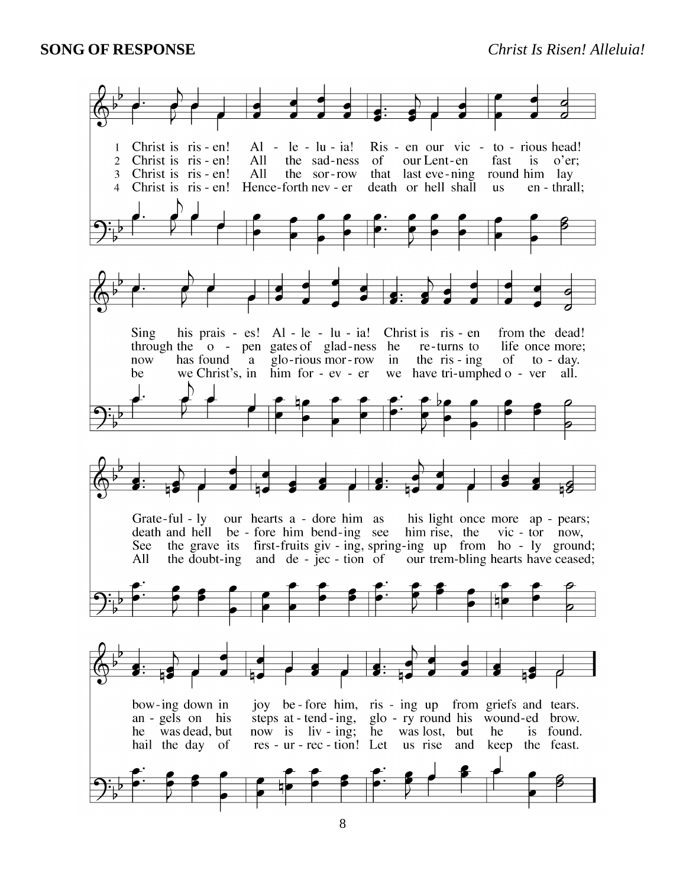**SONG OF RESPONSE** *Christ Is Risen! Alleluia!*

1 Christ is ris - en! Al - le - lu - ia! Ris - en our vic - to - rious head!
Sing his prais - es! Al - le - lu - ia! Christ is ris - en from the dead!
Grate-ful - ly our hearts a - dore him as his light once more ap - pears;
bow-ing down in joy be - fore him, ris - ing up from griefs and tears.

2 Christ is ris - en! All the sad - ness of our Lent - en fast is o'er;
through the o - pen gates of glad - ness he re - turns to life once more;
death and hell be - fore him bend - ing see him rise, the vic - tor now,
an - gels on his steps at - tend - ing, glo - ry round his wound - ed brow.

3 Christ is ris - en! All the sor - row that last eve - ning round him lay
now has found a glo - rious mor - row in the ris - ing of to - day.
See the grave its first-fruits giv - ing, spring-ing up from ho - ly ground;
he was dead, but now is liv - ing; he was lost, but he is found.

4 Christ is ris - en! Hence-forth nev - er death or hell shall us en - thrall;
be we Christ's, in him for - ev - er we have tri - umphed o - ver all.
All the doubt-ing and de - jec - tion of our trem-bling hearts have ceased;
hail the day of res - ur - rec - tion! Let us rise and keep the feast.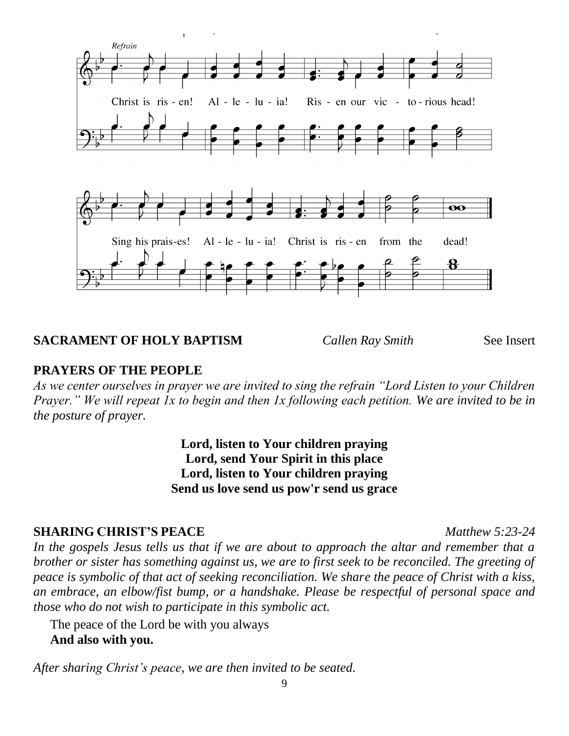Refrain

Christ is ris - en! Al - le - lu - ia! Ris - en our vic - to - rious head!

Sing his prais-es! Al - le - lu - ia! Christ is ris - en from the dead!

**SACRAMENT OF HOLY BAPTISM** *Callen Ray Smith* See Insert

**PRAYERS OF THE PEOPLE**

*As we center ourselves in prayer we are invited to sing the refrain "Lord Listen to your Children Prayer." We will repeat 1x to begin and then 1x following each petition. We are invited to be in the posture of prayer.*

**Lord, listen to Your children praying**
**Lord, send Your Spirit in this place**
**Lord, listen to Your children praying**
**Send us love send us pow'r send us grace**

**SHARING CHRIST'S PEACE** *Matthew 5:23-24*

*In the gospels Jesus tells us that if we are about to approach the altar and remember that a brother or sister has something against us, we are to first seek to be reconciled. The greeting of peace is symbolic of that act of seeking reconciliation. We share the peace of Christ with a kiss, an embrace, an elbow/fist bump, or a handshake. Please be respectful of personal space and those who do not wish to participate in this symbolic act.*

The peace of the Lord be with you always
**And also with you.**

*After sharing Christ's peace, we are then invited to be seated.*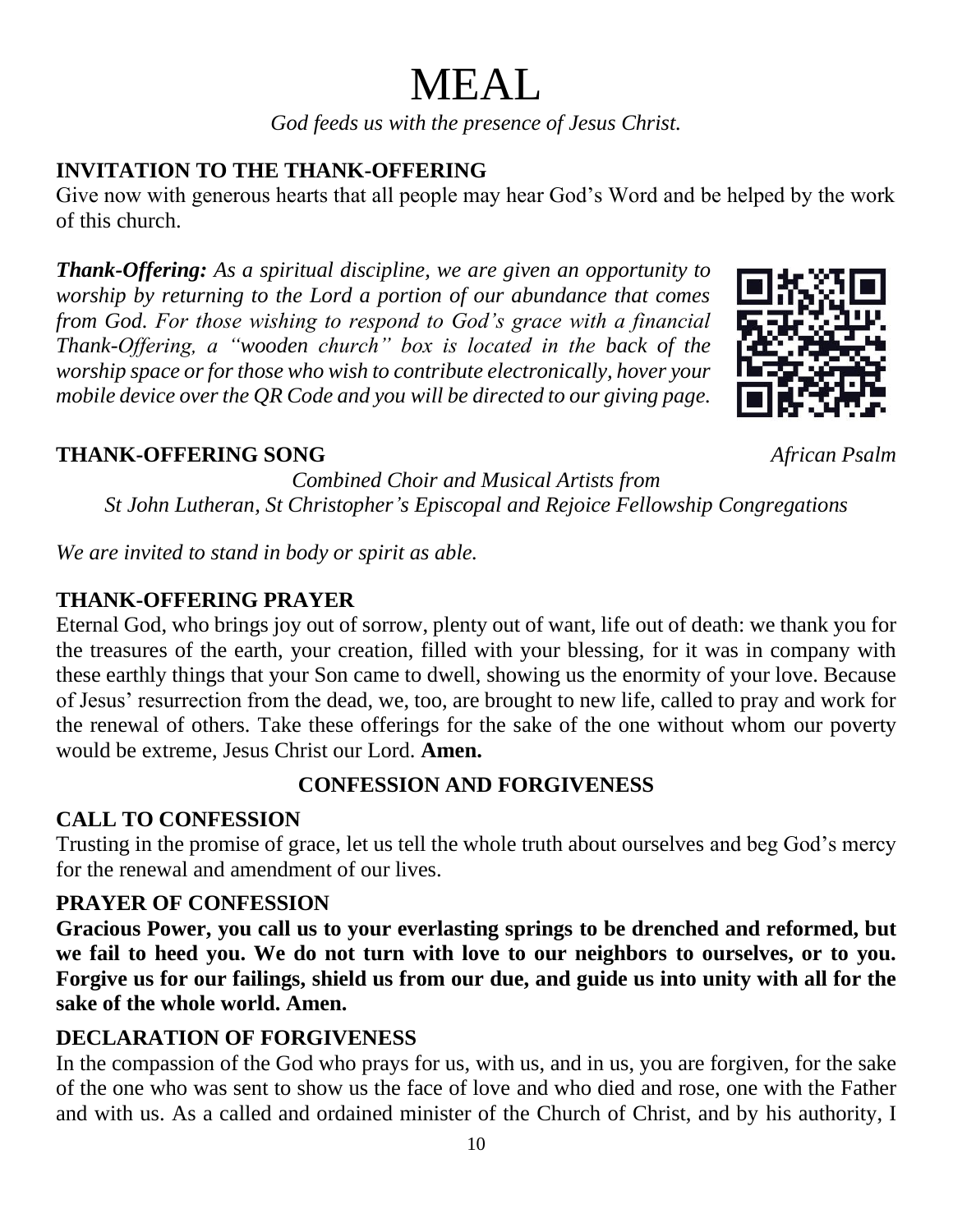# MEAL

*God feeds us with the presence of Jesus Christ.*

**INVITATION TO THE THANK-OFFERING**

Give now with generous hearts that all people may hear God's Word and be helped by the work of this church.

***Thank-Offering:*** *As a spiritual discipline, we are given an opportunity to worship by returning to the Lord a portion of our abundance that comes from God. For those wishing to respond to God's grace with a financial Thank-Offering, a "wooden church" box is located in the back of the worship space or for those who wish to contribute electronically, hover your mobile device over the QR Code and you will be directed to our giving page.*

**THANK-OFFERING SONG** *African Psalm*

*Combined Choir and Musical Artists from St John Lutheran, St Christopher's Episcopal and Rejoice Fellowship Congregations*

*We are invited to stand in body or spirit as able.*

**THANK-OFFERING PRAYER**

Eternal God, who brings joy out of sorrow, plenty out of want, life out of death: we thank you for the treasures of the earth, your creation, filled with your blessing, for it was in company with these earthly things that your Son came to dwell, showing us the enormity of your love. Because of Jesus' resurrection from the dead, we, too, are brought to new life, called to pray and work for the renewal of others. Take these offerings for the sake of the one without whom our poverty would be extreme, Jesus Christ our Lord. **Amen.**

## CONFESSION AND FORGIVENESS

**CALL TO CONFESSION**

Trusting in the promise of grace, let us tell the whole truth about ourselves and beg God's mercy for the renewal and amendment of our lives.

**PRAYER OF CONFESSION**

**Gracious Power, you call us to your everlasting springs to be drenched and reformed, but we fail to heed you. We do not turn with love to our neighbors to ourselves, or to you. Forgive us for our failings, shield us from our due, and guide us into unity with all for the sake of the whole world. Amen.**

**DECLARATION OF FORGIVENESS**

In the compassion of the God who prays for us, with us, and in us, you are forgiven, for the sake of the one who was sent to show us the face of love and who died and rose, one with the Father and with us. As a called and ordained minister of the Church of Christ, and by his authority, I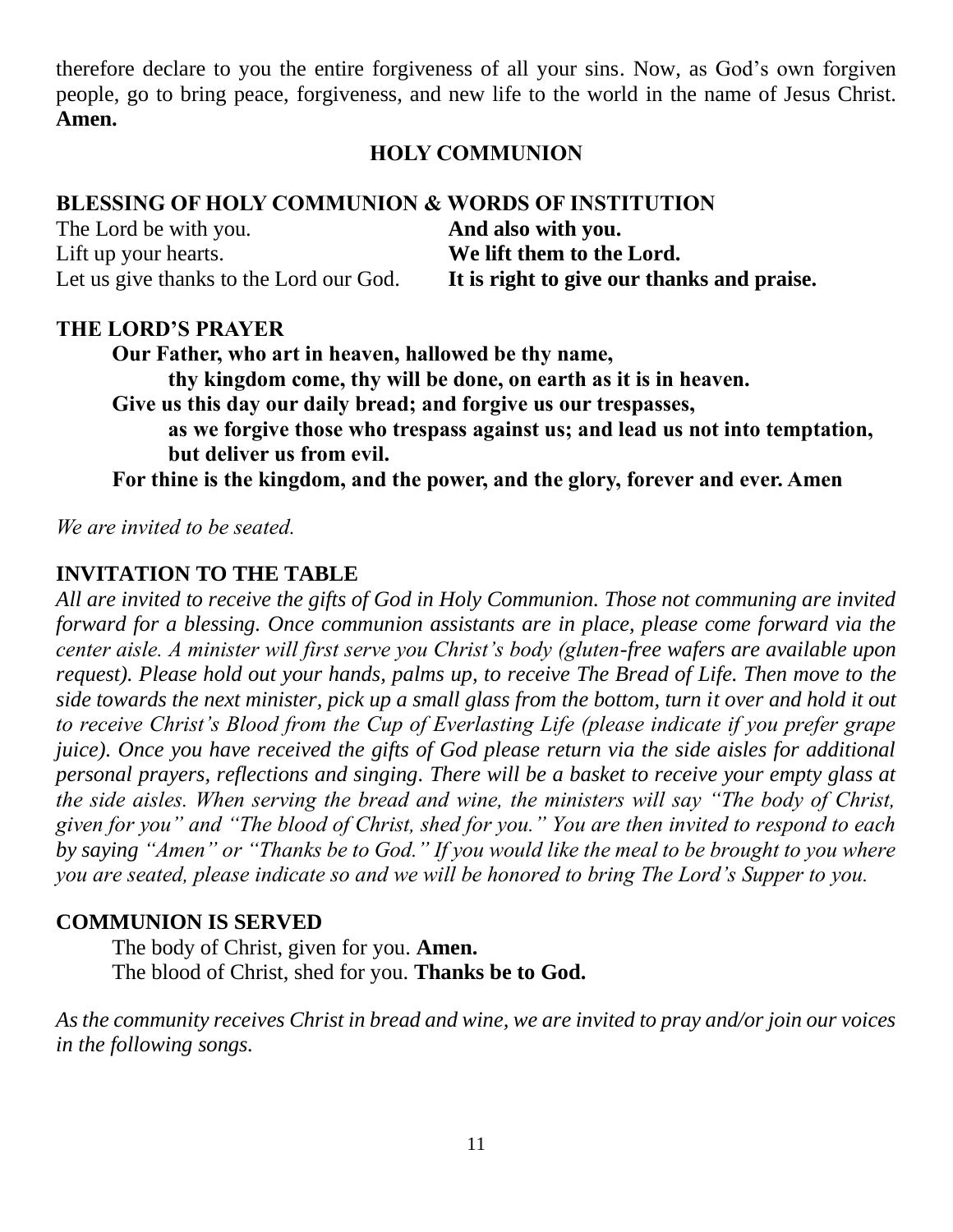therefore declare to you the entire forgiveness of all your sins. Now, as God's own forgiven people, go to bring peace, forgiveness, and new life to the world in the name of Jesus Christ. **Amen.**

## HOLY COMMUNION

### BLESSING OF HOLY COMMUNION & WORDS OF INSTITUTION

The Lord be with you. **And also with you.**
Lift up your hearts. **We lift them to the Lord.**
Let us give thanks to the Lord our God. **It is right to give our thanks and praise.**

### THE LORD'S PRAYER

**Our Father, who art in heaven, hallowed be thy name,**
**thy kingdom come, thy will be done, on earth as it is in heaven.**
**Give us this day our daily bread; and forgive us our trespasses,**
**as we forgive those who trespass against us; and lead us not into temptation,**
**but deliver us from evil.**
**For thine is the kingdom, and the power, and the glory, forever and ever. Amen**

*We are invited to be seated.*

### INVITATION TO THE TABLE

*All are invited to receive the gifts of God in Holy Communion. Those not communing are invited forward for a blessing. Once communion assistants are in place, please come forward via the center aisle. A minister will first serve you Christ's body (gluten-free wafers are available upon request). Please hold out your hands, palms up, to receive The Bread of Life. Then move to the side towards the next minister, pick up a small glass from the bottom, turn it over and hold it out to receive Christ's Blood from the Cup of Everlasting Life (please indicate if you prefer grape juice). Once you have received the gifts of God please return via the side aisles for additional personal prayers, reflections and singing. There will be a basket to receive your empty glass at the side aisles. When serving the bread and wine, the ministers will say "The body of Christ, given for you" and "The blood of Christ, shed for you." You are then invited to respond to each by saying "Amen" or "Thanks be to God." If you would like the meal to be brought to you where you are seated, please indicate so and we will be honored to bring The Lord's Supper to you.*

### COMMUNION IS SERVED

The body of Christ, given for you. **Amen.**
The blood of Christ, shed for you. **Thanks be to God.**

*As the community receives Christ in bread and wine, we are invited to pray and/or join our voices in the following songs.*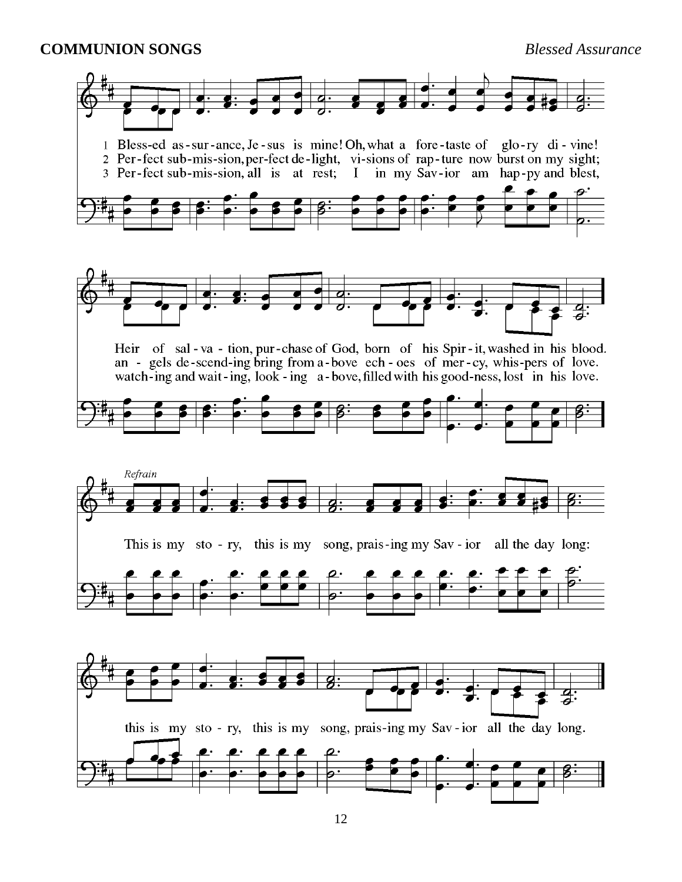**COMMUNION SONGS** *Blessed Assurance*

1 Bless-ed as-sur-ance, Je-sus is mine! Oh, what a fore-taste of glo-ry di-vine!
2 Per-fect sub-mis-sion, per-fect de-light, vi-sions of rap-ture now burst on my sight;
3 Per-fect sub-mis-sion, all is at rest; I in my Sav-ior am hap-py and blest,

Heir of sal-va-tion, pur-chase of God, born of his Spir-it, washed in his blood.
an-gels de-scend-ing bring from a-bove ech-oes of mer-cy, whis-pers of love.
watch-ing and wait-ing, look-ing a-bove, filled with his good-ness, lost in his love.

*Refrain*

This is my sto-ry, this is my song, prais-ing my Sav-ior all the day long:

this is my sto-ry, this is my song, prais-ing my Sav-ior all the day long.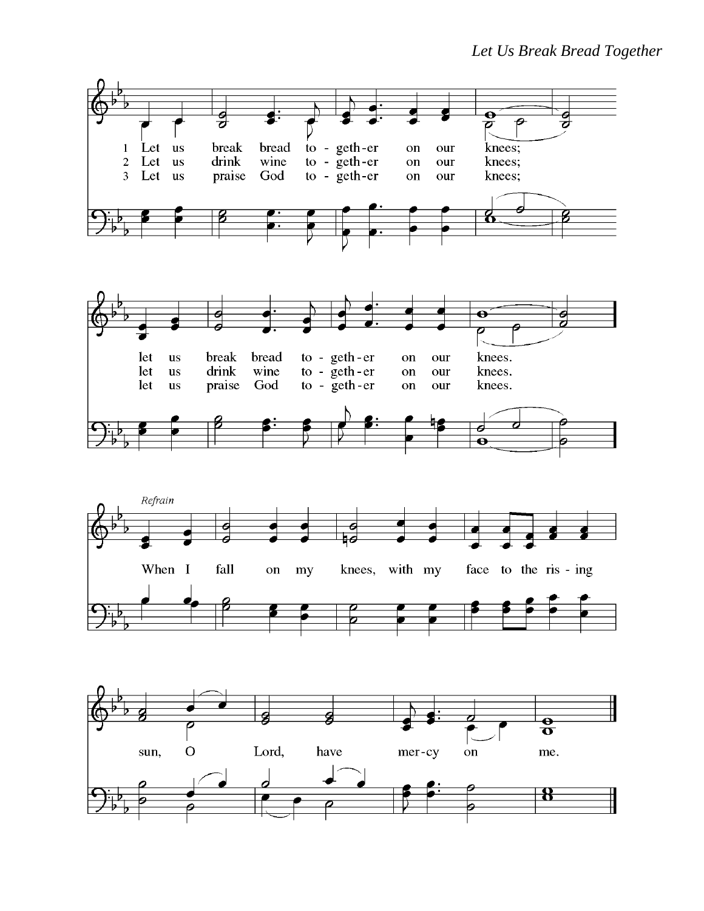*Let Us Break Bread Together*

1 Let us break bread to - geth - er on our knees;
2 Let us drink wine to - geth - er on our knees;
3 Let us praise God to - geth - er on our knees;

let us break bread to - geth - er on our knees.
let us drink wine to - geth - er on our knees.
let us praise God to - geth - er on our knees.

*Refrain*

When I fall on my knees, with my face to the ris - ing sun, O Lord, have mer - cy on me.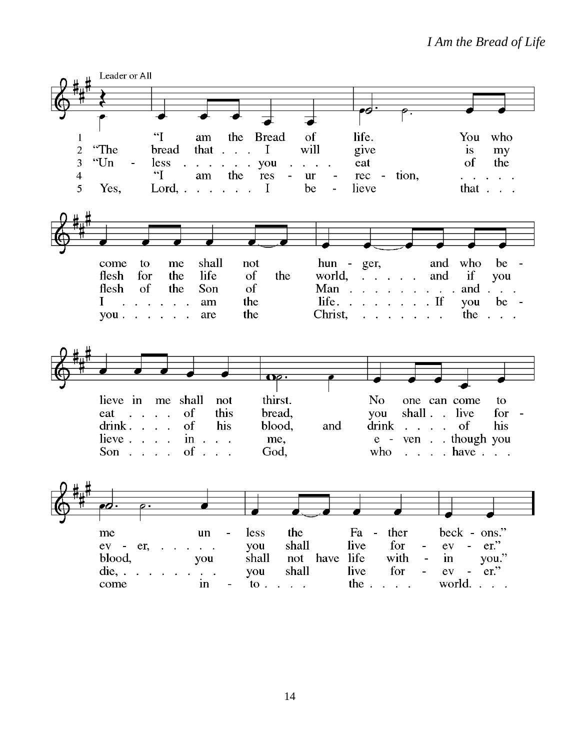# I Am the Bread of Life

Leader or All

1. "I am the Bread of life. You who come to me shall not hunger, and who believe in me shall not thirst. No one can come to me unless the Father beckons."

2. "The bread that I will give is my flesh for the life of the world, and if you eat of this bread, you shall live forever."

3. "Unless you eat of the flesh of the Son of Man and drink of his blood, and drink of his blood, you shall not have life within you."

4. "I am the resurrection, I am the life. If you believe in me, even though you die, you shall live forever."

5. Yes, Lord, I believe that you are the Christ, the Son of God, who have come into the world.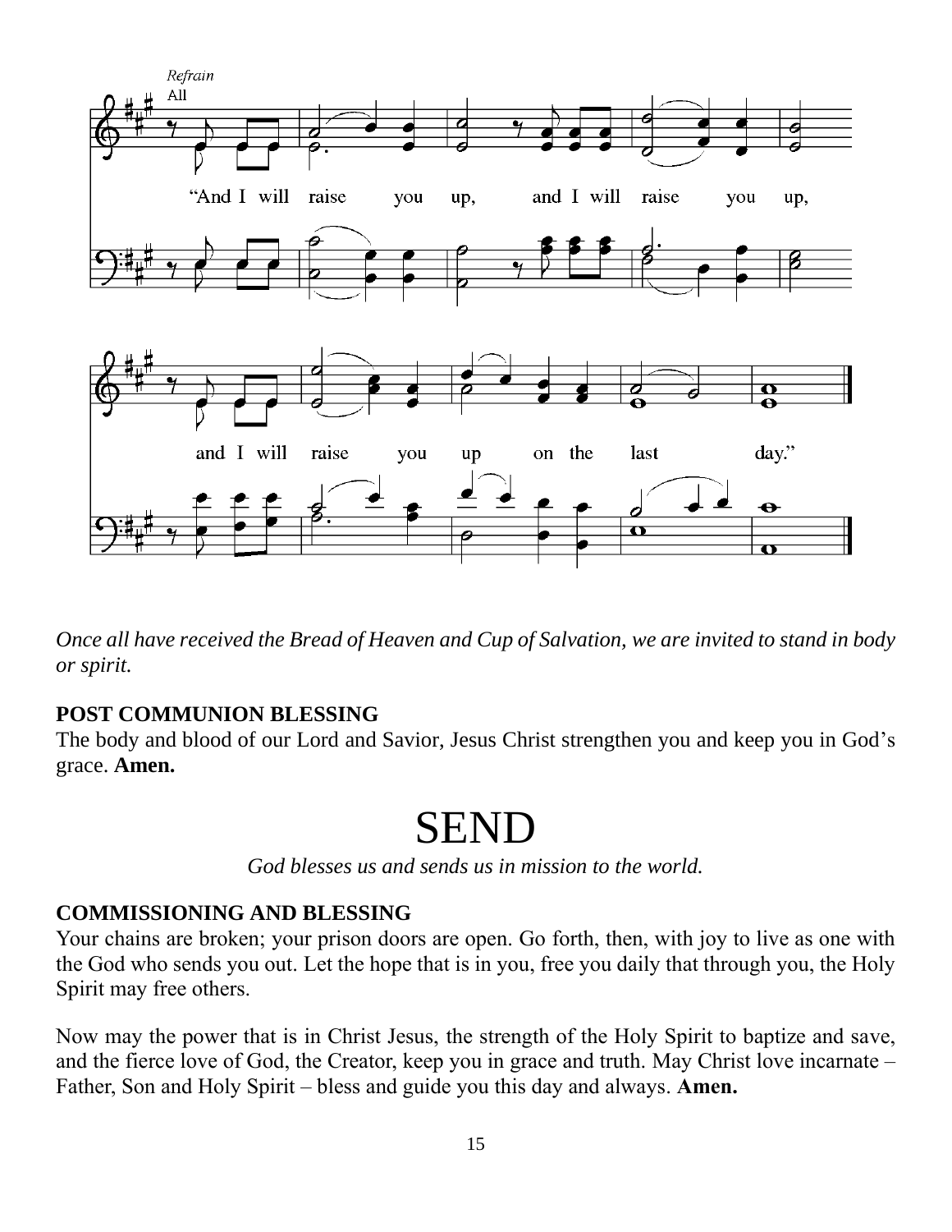*Refrain*
All

"And I will raise you up, and I will raise you up,

and I will raise you up on the last day."

*Once all have received the Bread of Heaven and Cup of Salvation, we are invited to stand in body or spirit.*

**POST COMMUNION BLESSING**
The body and blood of our Lord and Savior, Jesus Christ strengthen you and keep you in God's grace. **Amen.**

# SEND

*God blesses us and sends us in mission to the world.*

**COMMISSIONING AND BLESSING**
Your chains are broken; your prison doors are open. Go forth, then, with joy to live as one with the God who sends you out. Let the hope that is in you, free you daily that through you, the Holy Spirit may free others.

Now may the power that is in Christ Jesus, the strength of the Holy Spirit to baptize and save, and the fierce love of God, the Creator, keep you in grace and truth. May Christ love incarnate – Father, Son and Holy Spirit – bless and guide you this day and always. **Amen.**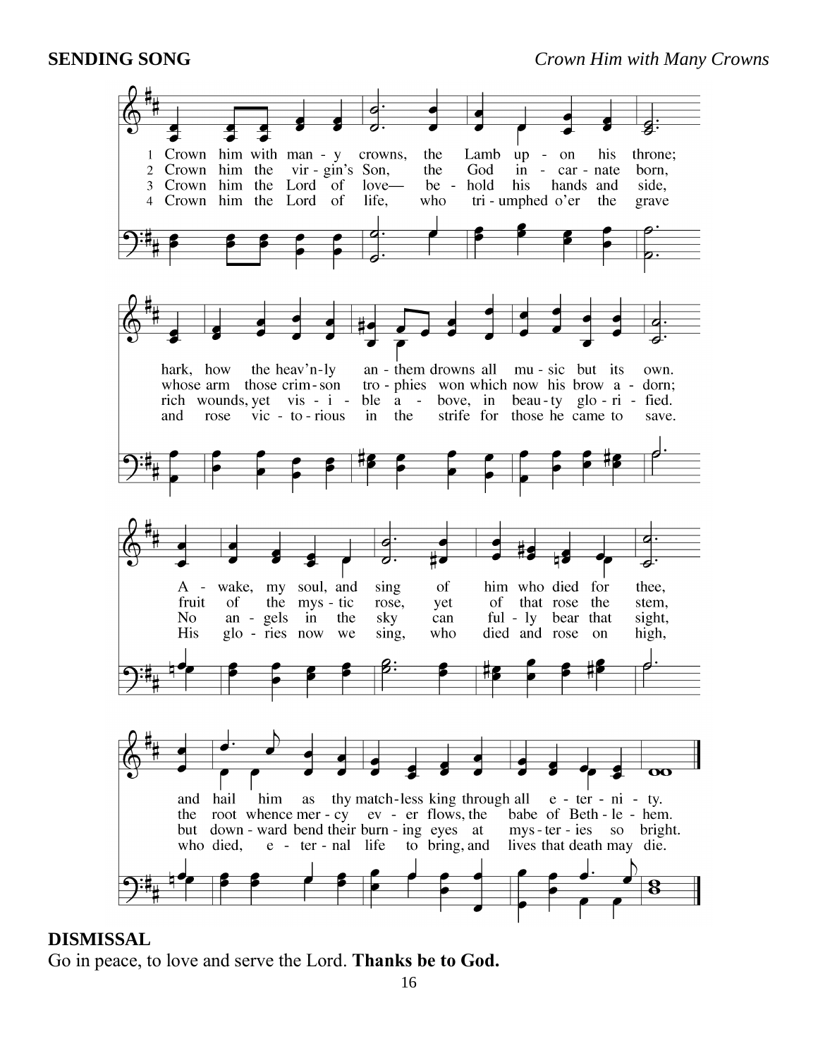**SENDING SONG** *Crown Him with Many Crowns*

1 Crown him with many crowns, the Lamb upon his throne;
hark, how the heav'nly anthem drowns all music but its own.
Awake, my soul, and sing of him who died for thee,
and hail him as thy matchless king through all eternity.

2 Crown him the virgin's Son, the God incarnate born,
whose arm those crimson trophies won which now his brow adorn;
fruit of the mystic rose, yet of that rose the stem,
the root whence mercy ever flows, the babe of Bethlehem.

3 Crown him the Lord of love— behold his hands and side,
rich wounds, yet visible above, in beauty glorified.
No angels in the sky can fully bear that sight,
but downward bend their burning eyes at mysteries so bright.

4 Crown him the Lord of life, who triumphed o'er the grave
and rose victorious in the strife for those he came to save.
His glories now we sing, who died and rose on high,
who died, eternal life to bring, and lives that death may die.

**DISMISSAL**

Go in peace, to love and serve the Lord. **Thanks be to God.**